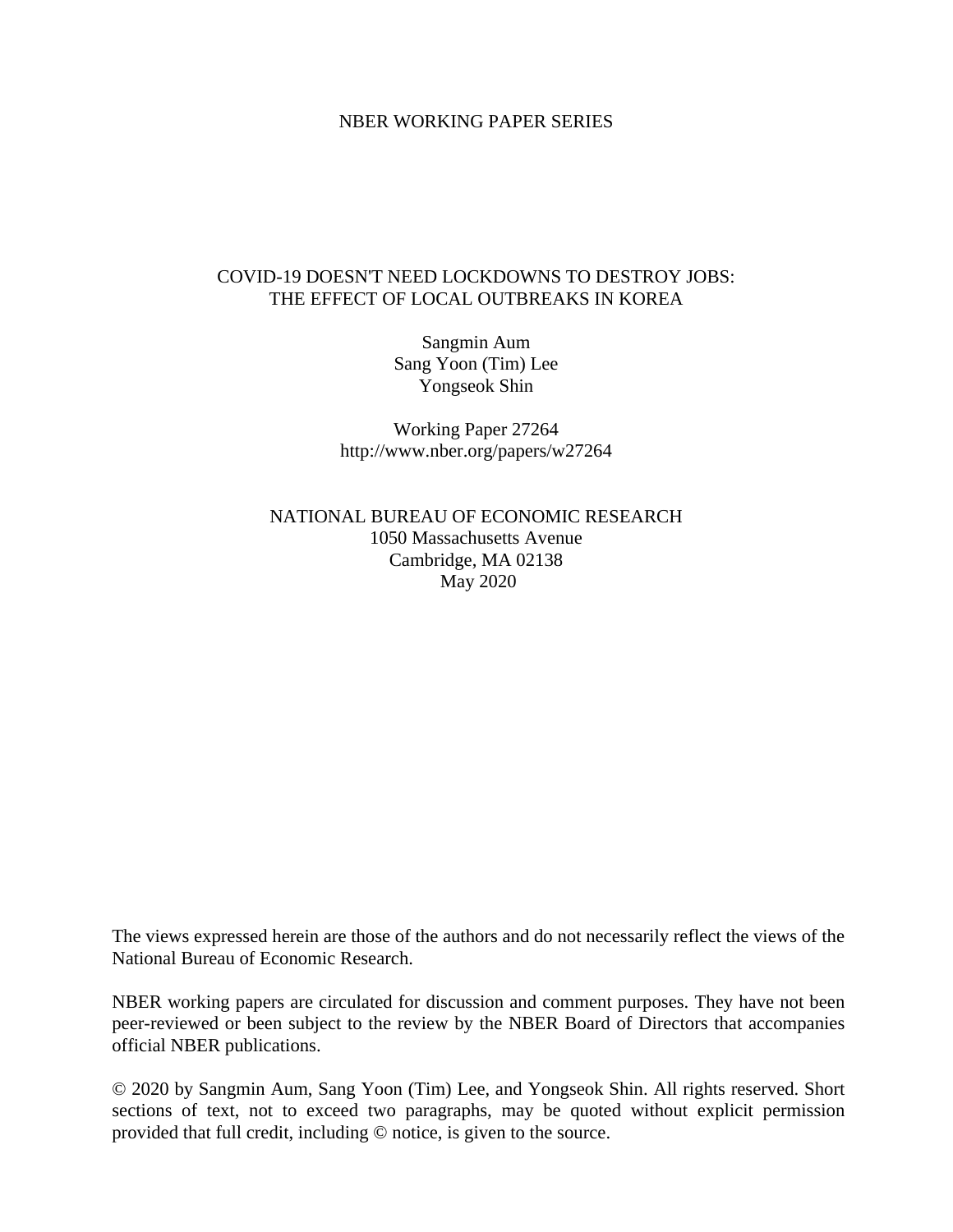NBER WORKING PAPER SERIES

# COVID-19 DOESN'T NEED LOCKDOWNS TO DESTROY JOBS: THE EFFECT OF LOCAL OUTBREAKS IN KOREA

Sangmin Aum
Sang Yoon (Tim) Lee
Yongseok Shin

Working Paper 27264
http://www.nber.org/papers/w27264

NATIONAL BUREAU OF ECONOMIC RESEARCH
1050 Massachusetts Avenue
Cambridge, MA 02138
May 2020

The views expressed herein are those of the authors and do not necessarily reflect the views of the National Bureau of Economic Research.

NBER working papers are circulated for discussion and comment purposes. They have not been peer-reviewed or been subject to the review by the NBER Board of Directors that accompanies official NBER publications.

© 2020 by Sangmin Aum, Sang Yoon (Tim) Lee, and Yongseok Shin. All rights reserved. Short sections of text, not to exceed two paragraphs, may be quoted without explicit permission provided that full credit, including © notice, is given to the source.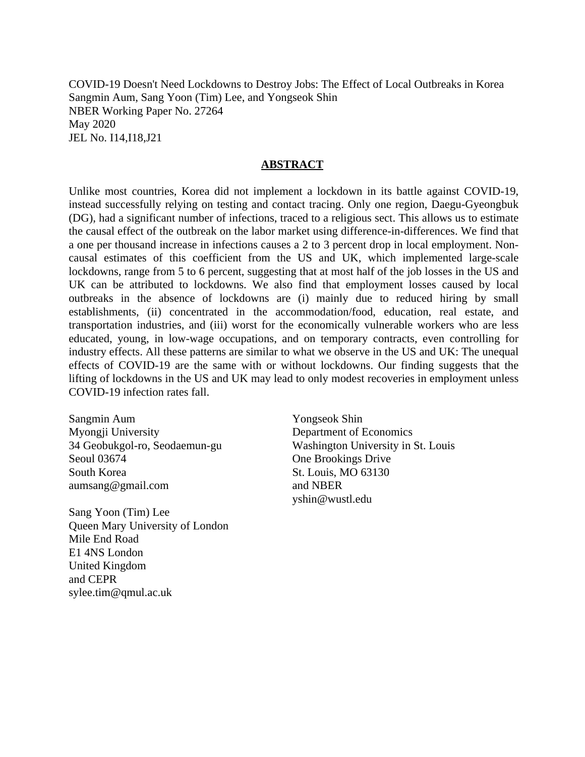COVID-19 Doesn't Need Lockdowns to Destroy Jobs: The Effect of Local Outbreaks in Korea
Sangmin Aum, Sang Yoon (Tim) Lee, and Yongseok Shin
NBER Working Paper No. 27264
May 2020
JEL No. I14,I18,J21

## ABSTRACT

Unlike most countries, Korea did not implement a lockdown in its battle against COVID-19, instead successfully relying on testing and contact tracing. Only one region, Daegu-Gyeongbuk (DG), had a significant number of infections, traced to a religious sect. This allows us to estimate the causal effect of the outbreak on the labor market using difference-in-differences. We find that a one per thousand increase in infections causes a 2 to 3 percent drop in local employment. Non-causal estimates of this coefficient from the US and UK, which implemented large-scale lockdowns, range from 5 to 6 percent, suggesting that at most half of the job losses in the US and UK can be attributed to lockdowns. We also find that employment losses caused by local outbreaks in the absence of lockdowns are (i) mainly due to reduced hiring by small establishments, (ii) concentrated in the accommodation/food, education, real estate, and transportation industries, and (iii) worst for the economically vulnerable workers who are less educated, young, in low-wage occupations, and on temporary contracts, even controlling for industry effects. All these patterns are similar to what we observe in the US and UK: The unequal effects of COVID-19 are the same with or without lockdowns. Our finding suggests that the lifting of lockdowns in the US and UK may lead to only modest recoveries in employment unless COVID-19 infection rates fall.

Sangmin Aum
Myongji University
34 Geobukgol-ro, Seodaemun-gu
Seoul 03674
South Korea
aumsang@gmail.com

Sang Yoon (Tim) Lee
Queen Mary University of London
Mile End Road
E1 4NS London
United Kingdom
and CEPR
sylee.tim@qmul.ac.uk

Yongseok Shin
Department of Economics
Washington University in St. Louis
One Brookings Drive
St. Louis, MO 63130
and NBER
yshin@wustl.edu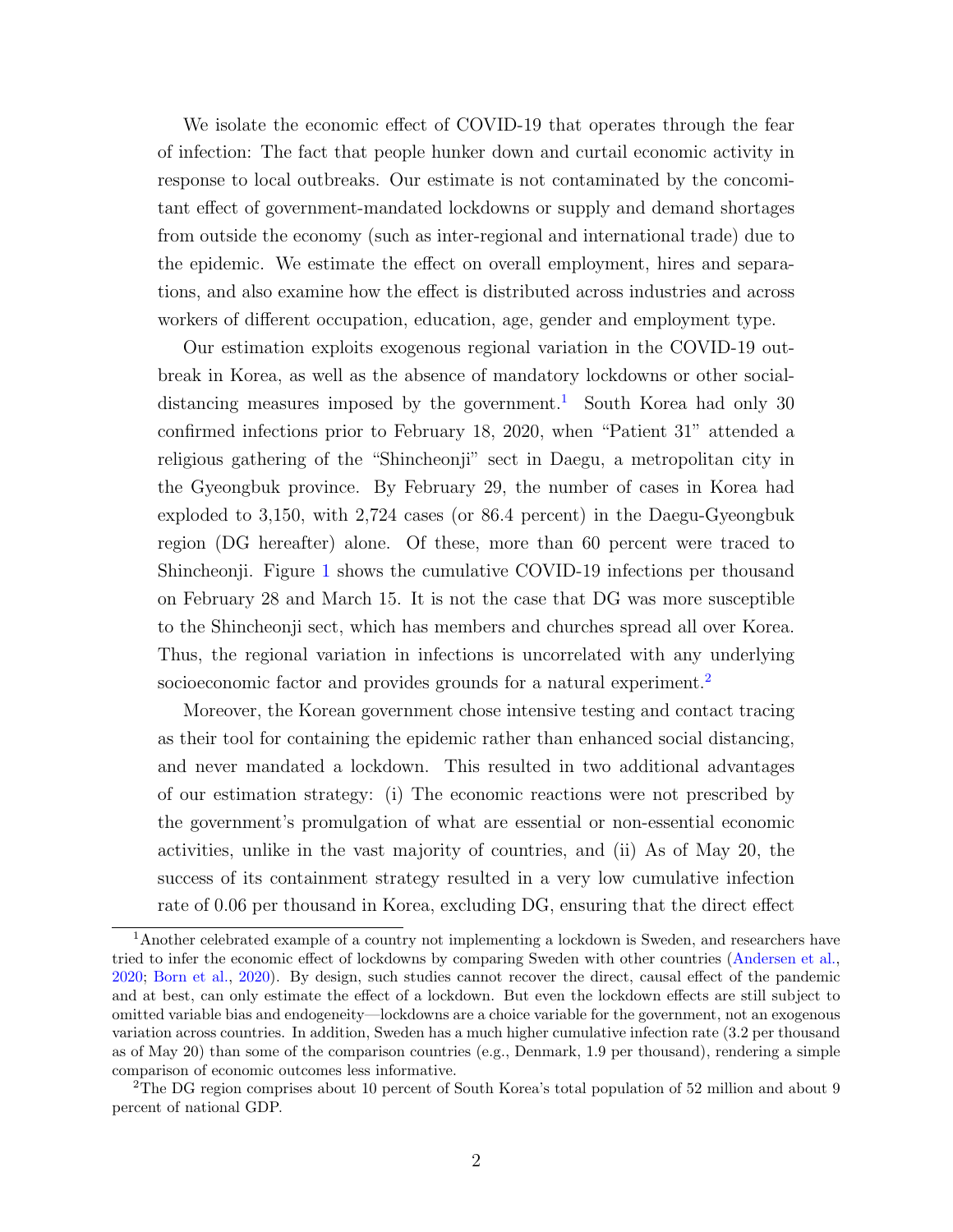We isolate the economic effect of COVID-19 that operates through the fear of infection: The fact that people hunker down and curtail economic activity in response to local outbreaks. Our estimate is not contaminated by the concomitant effect of government-mandated lockdowns or supply and demand shortages from outside the economy (such as inter-regional and international trade) due to the epidemic. We estimate the effect on overall employment, hires and separations, and also examine how the effect is distributed across industries and across workers of different occupation, education, age, gender and employment type.

Our estimation exploits exogenous regional variation in the COVID-19 outbreak in Korea, as well as the absence of mandatory lockdowns or other social-distancing measures imposed by the government.[1] South Korea had only 30 confirmed infections prior to February 18, 2020, when "Patient 31" attended a religious gathering of the "Shincheonji" sect in Daegu, a metropolitan city in the Gyeongbuk province. By February 29, the number of cases in Korea had exploded to 3,150, with 2,724 cases (or 86.4 percent) in the Daegu-Gyeongbuk region (DG hereafter) alone. Of these, more than 60 percent were traced to Shincheonji. Figure 1 shows the cumulative COVID-19 infections per thousand on February 28 and March 15. It is not the case that DG was more susceptible to the Shincheonji sect, which has members and churches spread all over Korea. Thus, the regional variation in infections is uncorrelated with any underlying socioeconomic factor and provides grounds for a natural experiment.[2]

Moreover, the Korean government chose intensive testing and contact tracing as their tool for containing the epidemic rather than enhanced social distancing, and never mandated a lockdown. This resulted in two additional advantages of our estimation strategy: (i) The economic reactions were not prescribed by the government's promulgation of what are essential or non-essential economic activities, unlike in the vast majority of countries, and (ii) As of May 20, the success of its containment strategy resulted in a very low cumulative infection rate of 0.06 per thousand in Korea, excluding DG, ensuring that the direct effect

[1] Another celebrated example of a country not implementing a lockdown is Sweden, and researchers have tried to infer the economic effect of lockdowns by comparing Sweden with other countries (Andersen et al., 2020; Born et al., 2020). By design, such studies cannot recover the direct, causal effect of the pandemic and at best, can only estimate the effect of a lockdown. But even the lockdown effects are still subject to omitted variable bias and endogeneity—lockdowns are a choice variable for the government, not an exogenous variation across countries. In addition, Sweden has a much higher cumulative infection rate (3.2 per thousand as of May 20) than some of the comparison countries (e.g., Denmark, 1.9 per thousand), rendering a simple comparison of economic outcomes less informative.

[2] The DG region comprises about 10 percent of South Korea's total population of 52 million and about 9 percent of national GDP.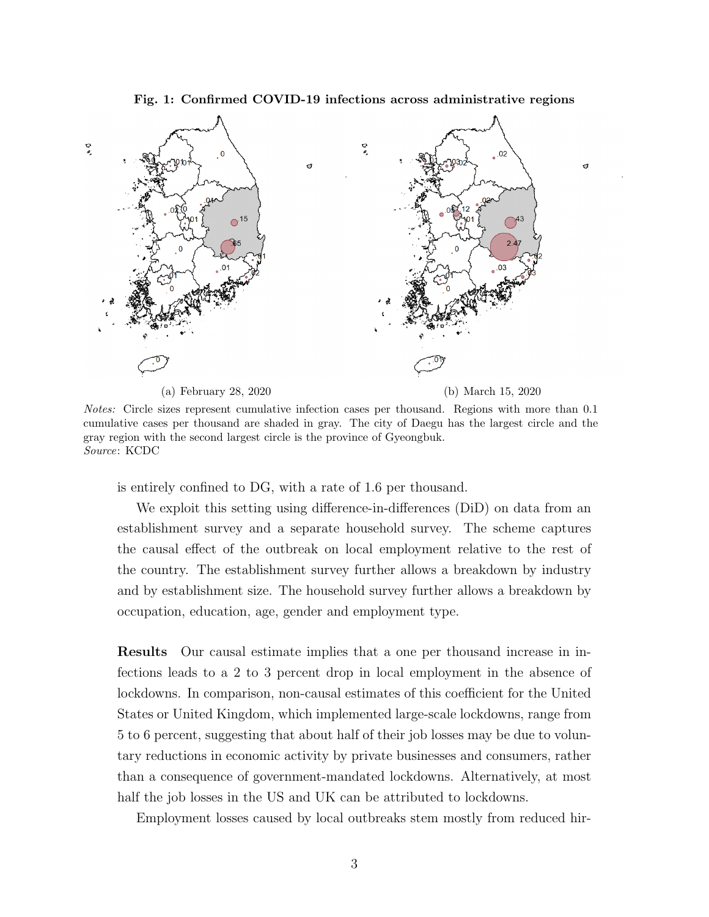**Fig. 1: Confirmed COVID-19 infections across administrative regions**

(a) February 28, 2020 (b) March 15, 2020

*Notes:* Circle sizes represent cumulative infection cases per thousand. Regions with more than 0.1 cumulative cases per thousand are shaded in gray. The city of Daegu has the largest circle and the gray region with the second largest circle is the province of Gyeongbuk.
*Source*: KCDC

is entirely confined to DG, with a rate of 1.6 per thousand.

We exploit this setting using difference-in-differences (DiD) on data from an establishment survey and a separate household survey. The scheme captures the causal effect of the outbreak on local employment relative to the rest of the country. The establishment survey further allows a breakdown by industry and by establishment size. The household survey further allows a breakdown by occupation, education, age, gender and employment type.

**Results** Our causal estimate implies that a one per thousand increase in infections leads to a 2 to 3 percent drop in local employment in the absence of lockdowns. In comparison, non-causal estimates of this coefficient for the United States or United Kingdom, which implemented large-scale lockdowns, range from 5 to 6 percent, suggesting that about half of their job losses may be due to voluntary reductions in economic activity by private businesses and consumers, rather than a consequence of government-mandated lockdowns. Alternatively, at most half the job losses in the US and UK can be attributed to lockdowns.

Employment losses caused by local outbreaks stem mostly from reduced hir-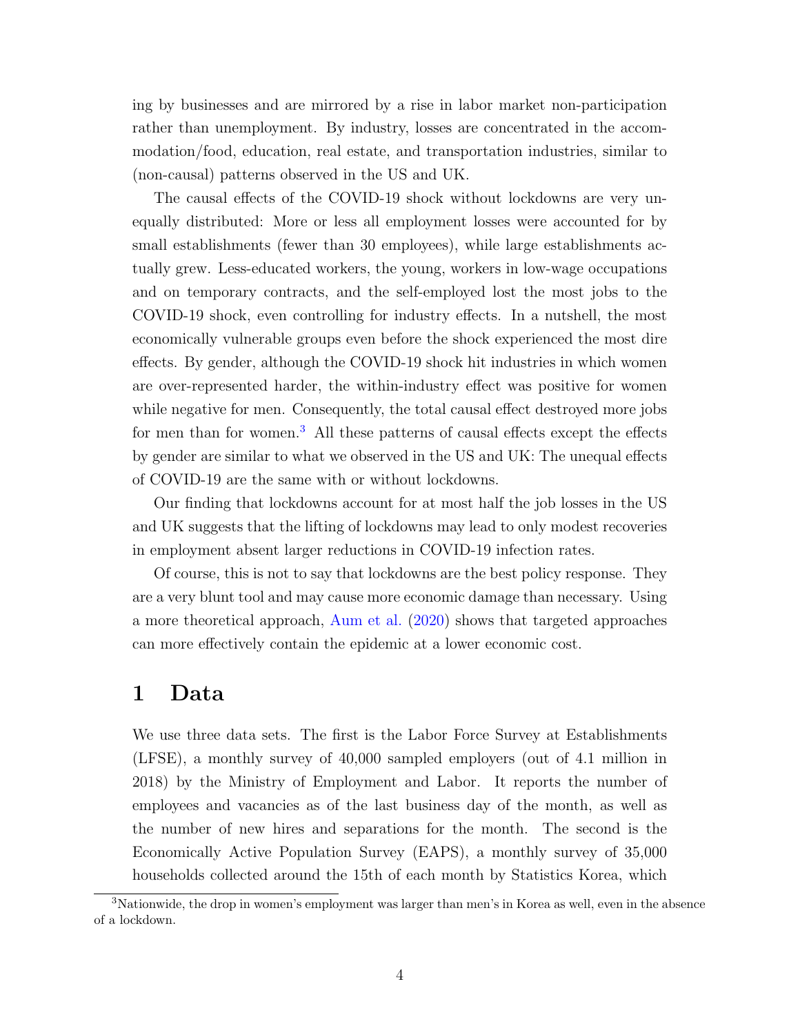ing by businesses and are mirrored by a rise in labor market non-participation rather than unemployment. By industry, losses are concentrated in the accommodation/food, education, real estate, and transportation industries, similar to (non-causal) patterns observed in the US and UK.

The causal effects of the COVID-19 shock without lockdowns are very unequally distributed: More or less all employment losses were accounted for by small establishments (fewer than 30 employees), while large establishments actually grew. Less-educated workers, the young, workers in low-wage occupations and on temporary contracts, and the self-employed lost the most jobs to the COVID-19 shock, even controlling for industry effects. In a nutshell, the most economically vulnerable groups even before the shock experienced the most dire effects. By gender, although the COVID-19 shock hit industries in which women are over-represented harder, the within-industry effect was positive for women while negative for men. Consequently, the total causal effect destroyed more jobs for men than for women.[3] All these patterns of causal effects except the effects by gender are similar to what we observed in the US and UK: The unequal effects of COVID-19 are the same with or without lockdowns.

Our finding that lockdowns account for at most half the job losses in the US and UK suggests that the lifting of lockdowns may lead to only modest recoveries in employment absent larger reductions in COVID-19 infection rates.

Of course, this is not to say that lockdowns are the best policy response. They are a very blunt tool and may cause more economic damage than necessary. Using a more theoretical approach, Aum et al. (2020) shows that targeted approaches can more effectively contain the epidemic at a lower economic cost.

# 1 Data

We use three data sets. The first is the Labor Force Survey at Establishments (LFSE), a monthly survey of 40,000 sampled employers (out of 4.1 million in 2018) by the Ministry of Employment and Labor. It reports the number of employees and vacancies as of the last business day of the month, as well as the number of new hires and separations for the month. The second is the Economically Active Population Survey (EAPS), a monthly survey of 35,000 households collected around the 15th of each month by Statistics Korea, which

[3] Nationwide, the drop in women's employment was larger than men's in Korea as well, even in the absence of a lockdown.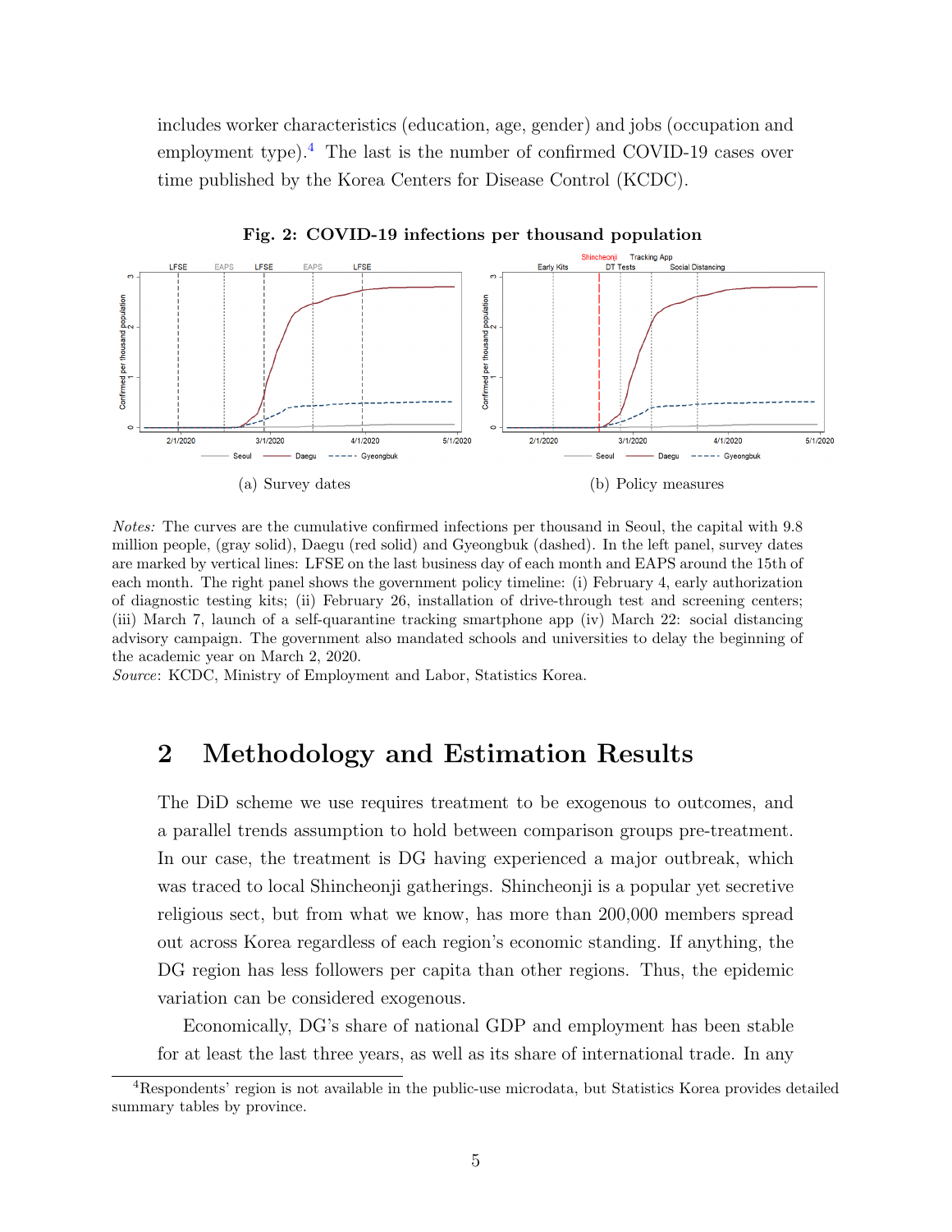includes worker characteristics (education, age, gender) and jobs (occupation and employment type).[4] The last is the number of confirmed COVID-19 cases over time published by the Korea Centers for Disease Control (KCDC).

**Fig. 2: COVID-19 infections per thousand population**

(a) Survey dates

(b) Policy measures

*Notes:* The curves are the cumulative confirmed infections per thousand in Seoul, the capital with 9.8 million people, (gray solid), Daegu (red solid) and Gyeongbuk (dashed). In the left panel, survey dates are marked by vertical lines: LFSE on the last business day of each month and EAPS around the 15th of each month. The right panel shows the government policy timeline: (i) February 4, early authorization of diagnostic testing kits; (ii) February 26, installation of drive-through test and screening centers; (iii) March 7, launch of a self-quarantine tracking smartphone app (iv) March 22: social distancing advisory campaign. The government also mandated schools and universities to delay the beginning of the academic year on March 2, 2020.
*Source*: KCDC, Ministry of Employment and Labor, Statistics Korea.

## 2 Methodology and Estimation Results

The DiD scheme we use requires treatment to be exogenous to outcomes, and a parallel trends assumption to hold between comparison groups pre-treatment. In our case, the treatment is DG having experienced a major outbreak, which was traced to local Shincheonji gatherings. Shincheonji is a popular yet secretive religious sect, but from what we know, has more than 200,000 members spread out across Korea regardless of each region's economic standing. If anything, the DG region has less followers per capita than other regions. Thus, the epidemic variation can be considered exogenous.

Economically, DG's share of national GDP and employment has been stable for at least the last three years, as well as its share of international trade. In any

[4] Respondents' region is not available in the public-use microdata, but Statistics Korea provides detailed summary tables by province.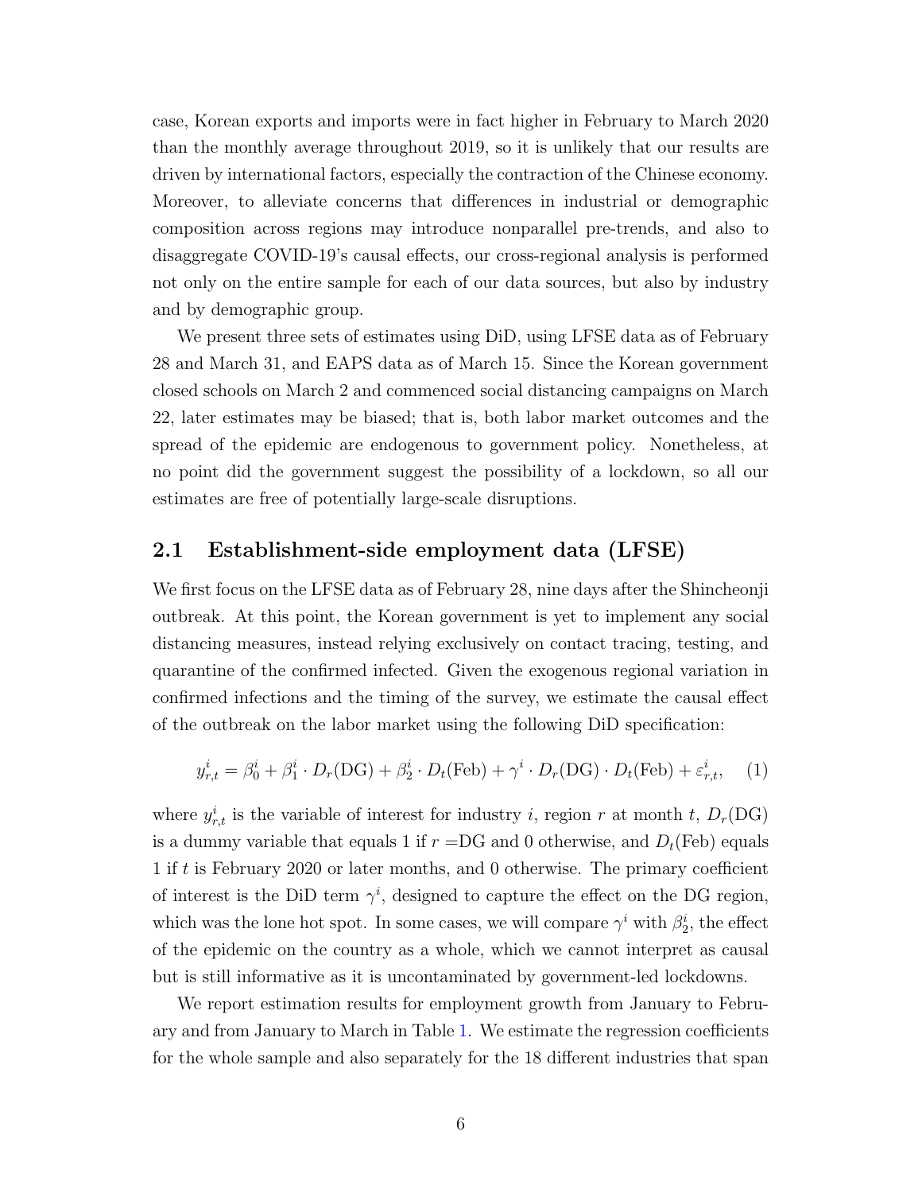case, Korean exports and imports were in fact higher in February to March 2020 than the monthly average throughout 2019, so it is unlikely that our results are driven by international factors, especially the contraction of the Chinese economy. Moreover, to alleviate concerns that differences in industrial or demographic composition across regions may introduce nonparallel pre-trends, and also to disaggregate COVID-19's causal effects, our cross-regional analysis is performed not only on the entire sample for each of our data sources, but also by industry and by demographic group.

We present three sets of estimates using DiD, using LFSE data as of February 28 and March 31, and EAPS data as of March 15. Since the Korean government closed schools on March 2 and commenced social distancing campaigns on March 22, later estimates may be biased; that is, both labor market outcomes and the spread of the epidemic are endogenous to government policy. Nonetheless, at no point did the government suggest the possibility of a lockdown, so all our estimates are free of potentially large-scale disruptions.

## 2.1 Establishment-side employment data (LFSE)

We first focus on the LFSE data as of February 28, nine days after the Shincheonji outbreak. At this point, the Korean government is yet to implement any social distancing measures, instead relying exclusively on contact tracing, testing, and quarantine of the confirmed infected. Given the exogenous regional variation in confirmed infections and the timing of the survey, we estimate the causal effect of the outbreak on the labor market using the following DiD specification:

$$y^i_{r,t} = \beta^i_0 + \beta^i_1 \cdot D_r(\text{DG}) + \beta^i_2 \cdot D_t(\text{Feb}) + \gamma^i \cdot D_r(\text{DG}) \cdot D_t(\text{Feb}) + \varepsilon^i_{r,t}, \quad (1)$$

where $y^i_{r,t}$ is the variable of interest for industry $i$, region $r$ at month $t$, $D_r(\text{DG})$ is a dummy variable that equals 1 if $r =$DG and 0 otherwise, and $D_t(\text{Feb})$ equals 1 if $t$ is February 2020 or later months, and 0 otherwise. The primary coefficient of interest is the DiD term $\gamma^i$, designed to capture the effect on the DG region, which was the lone hot spot. In some cases, we will compare $\gamma^i$ with $\beta^i_2$, the effect of the epidemic on the country as a whole, which we cannot interpret as causal but is still informative as it is uncontaminated by government-led lockdowns.

We report estimation results for employment growth from January to February and from January to March in Table 1. We estimate the regression coefficients for the whole sample and also separately for the 18 different industries that span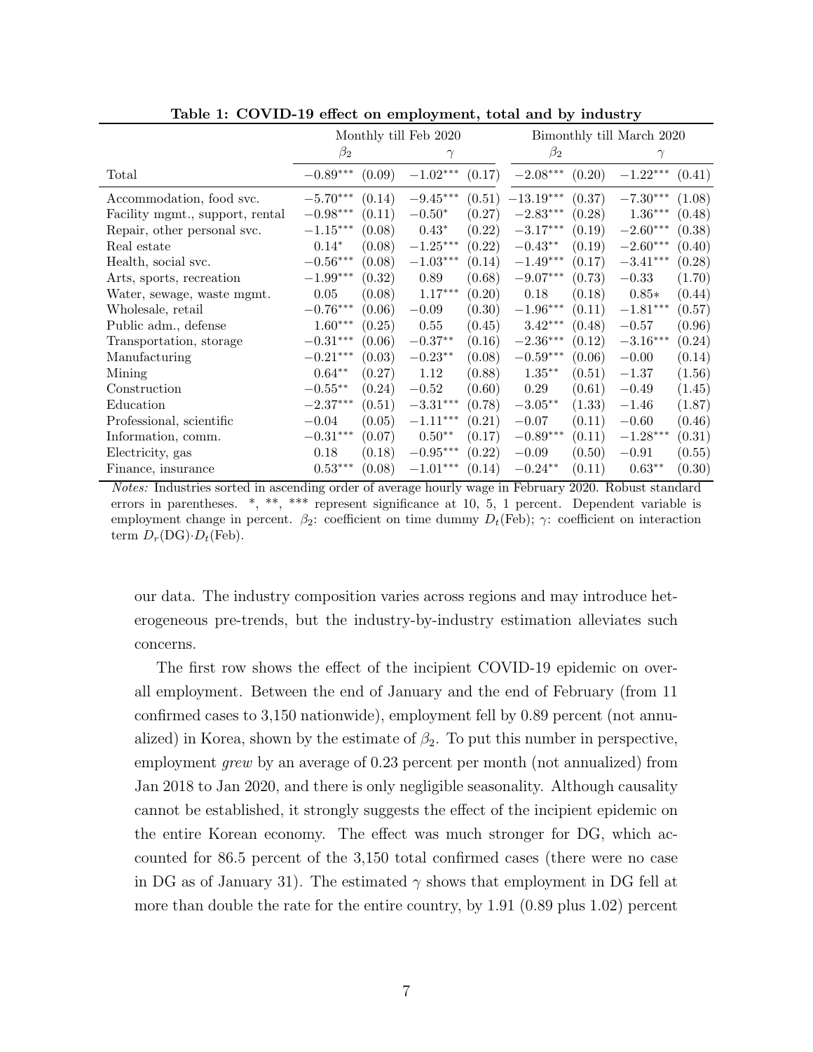**Table 1: COVID-19 effect on employment, total and by industry**

| | Monthly till Feb 2020 | | | | Bimonthly till March 2020 | | | |
|---|---|---|---|---|---|---|---|---|
| | $\beta_2$ | | $\gamma$ | | $\beta_2$ | | $\gamma$ | |
| Total | $-0.89^{***}$ | (0.09) | $-1.02^{***}$ | (0.17) | $-2.08^{***}$ | (0.20) | $-1.22^{***}$ | (0.41) |
| Accommodation, food svc. | $-5.70^{***}$ | (0.14) | $-9.45^{***}$ | (0.51) | $-13.19^{***}$ | (0.37) | $-7.30^{***}$ | (1.08) |
| Facility mgmt., support, rental | $-0.98^{***}$ | (0.11) | $-0.50^{*}$ | (0.27) | $-2.83^{***}$ | (0.28) | $1.36^{***}$ | (0.48) |
| Repair, other personal svc. | $-1.15^{***}$ | (0.08) | $0.43^{*}$ | (0.22) | $-3.17^{***}$ | (0.19) | $-2.60^{***}$ | (0.38) |
| Real estate | $0.14^{*}$ | (0.08) | $-1.25^{***}$ | (0.22) | $-0.43^{**}$ | (0.19) | $-2.60^{***}$ | (0.40) |
| Health, social svc. | $-0.56^{***}$ | (0.08) | $-1.03^{***}$ | (0.14) | $-1.49^{***}$ | (0.17) | $-3.41^{***}$ | (0.28) |
| Arts, sports, recreation | $-1.99^{***}$ | (0.32) | 0.89 | (0.68) | $-9.07^{***}$ | (0.73) | $-0.33$ | (1.70) |
| Water, sewage, waste mgmt. | 0.05 | (0.08) | $1.17^{***}$ | (0.20) | 0.18 | (0.18) | $0.85*$ | (0.44) |
| Wholesale, retail | $-0.76^{***}$ | (0.06) | $-0.09$ | (0.30) | $-1.96^{***}$ | (0.11) | $-1.81^{***}$ | (0.57) |
| Public adm., defense | $1.60^{***}$ | (0.25) | 0.55 | (0.45) | $3.42^{***}$ | (0.48) | $-0.57$ | (0.96) |
| Transportation, storage | $-0.31^{***}$ | (0.06) | $-0.37^{**}$ | (0.16) | $-2.36^{***}$ | (0.12) | $-3.16^{***}$ | (0.24) |
| Manufacturing | $-0.21^{***}$ | (0.03) | $-0.23^{**}$ | (0.08) | $-0.59^{***}$ | (0.06) | $-0.00$ | (0.14) |
| Mining | $0.64^{**}$ | (0.27) | 1.12 | (0.88) | $1.35^{**}$ | (0.51) | $-1.37$ | (1.56) |
| Construction | $-0.55^{**}$ | (0.24) | $-0.52$ | (0.60) | 0.29 | (0.61) | $-0.49$ | (1.45) |
| Education | $-2.37^{***}$ | (0.51) | $-3.31^{***}$ | (0.78) | $-3.05^{**}$ | (1.33) | $-1.46$ | (1.87) |
| Professional, scientific | $-0.04$ | (0.05) | $-1.11^{***}$ | (0.21) | $-0.07$ | (0.11) | $-0.60$ | (0.46) |
| Information, comm. | $-0.31^{***}$ | (0.07) | $0.50^{**}$ | (0.17) | $-0.89^{***}$ | (0.11) | $-1.28^{***}$ | (0.31) |
| Electricity, gas | 0.18 | (0.18) | $-0.95^{***}$ | (0.22) | $-0.09$ | (0.50) | $-0.91$ | (0.55) |
| Finance, insurance | $0.53^{***}$ | (0.08) | $-1.01^{***}$ | (0.14) | $-0.24^{**}$ | (0.11) | $0.63^{**}$ | (0.30) |

*Notes:* Industries sorted in ascending order of average hourly wage in February 2020. Robust standard errors in parentheses. \*, \*\*, \*\*\* represent significance at 10, 5, 1 percent. Dependent variable is employment change in percent. $\beta_2$: coefficient on time dummy $D_t$(Feb); $\gamma$: coefficient on interaction term $D_r$(DG)$\cdot D_t$(Feb).

our data. The industry composition varies across regions and may introduce heterogeneous pre-trends, but the industry-by-industry estimation alleviates such concerns.

The first row shows the effect of the incipient COVID-19 epidemic on overall employment. Between the end of January and the end of February (from 11 confirmed cases to 3,150 nationwide), employment fell by 0.89 percent (not annualized) in Korea, shown by the estimate of $\beta_2$. To put this number in perspective, employment *grew* by an average of 0.23 percent per month (not annualized) from Jan 2018 to Jan 2020, and there is only negligible seasonality. Although causality cannot be established, it strongly suggests the effect of the incipient epidemic on the entire Korean economy. The effect was much stronger for DG, which accounted for 86.5 percent of the 3,150 total confirmed cases (there were no case in DG as of January 31). The estimated $\gamma$ shows that employment in DG fell at more than double the rate for the entire country, by 1.91 (0.89 plus 1.02) percent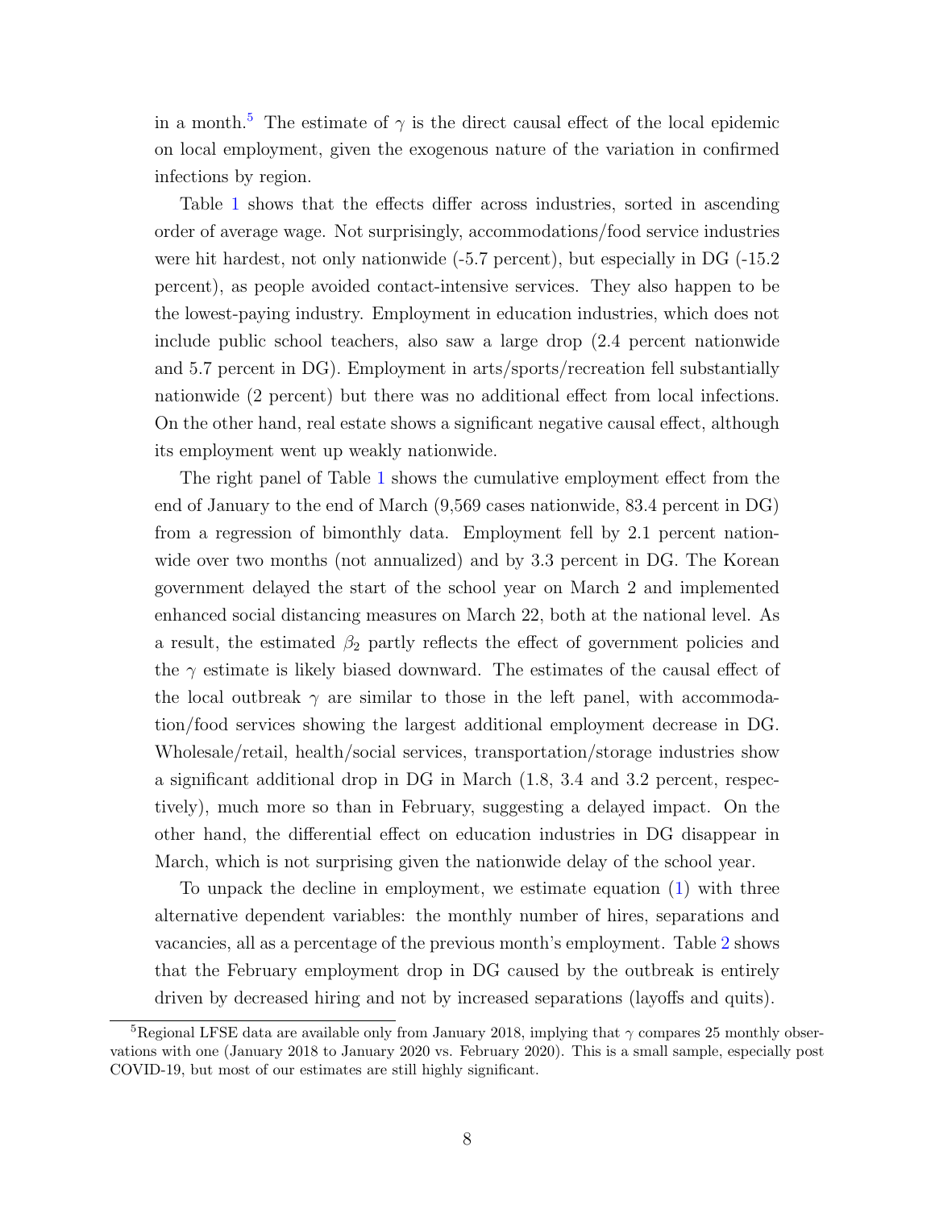in a month.[5] The estimate of $\gamma$ is the direct causal effect of the local epidemic on local employment, given the exogenous nature of the variation in confirmed infections by region.

Table 1 shows that the effects differ across industries, sorted in ascending order of average wage. Not surprisingly, accommodations/food service industries were hit hardest, not only nationwide (-5.7 percent), but especially in DG (-15.2 percent), as people avoided contact-intensive services. They also happen to be the lowest-paying industry. Employment in education industries, which does not include public school teachers, also saw a large drop (2.4 percent nationwide and 5.7 percent in DG). Employment in arts/sports/recreation fell substantially nationwide (2 percent) but there was no additional effect from local infections. On the other hand, real estate shows a significant negative causal effect, although its employment went up weakly nationwide.

The right panel of Table 1 shows the cumulative employment effect from the end of January to the end of March (9,569 cases nationwide, 83.4 percent in DG) from a regression of bimonthly data. Employment fell by 2.1 percent nationwide over two months (not annualized) and by 3.3 percent in DG. The Korean government delayed the start of the school year on March 2 and implemented enhanced social distancing measures on March 22, both at the national level. As a result, the estimated $\beta_2$ partly reflects the effect of government policies and the $\gamma$ estimate is likely biased downward. The estimates of the causal effect of the local outbreak $\gamma$ are similar to those in the left panel, with accommodation/food services showing the largest additional employment decrease in DG. Wholesale/retail, health/social services, transportation/storage industries show a significant additional drop in DG in March (1.8, 3.4 and 3.2 percent, respectively), much more so than in February, suggesting a delayed impact. On the other hand, the differential effect on education industries in DG disappear in March, which is not surprising given the nationwide delay of the school year.

To unpack the decline in employment, we estimate equation (1) with three alternative dependent variables: the monthly number of hires, separations and vacancies, all as a percentage of the previous month's employment. Table 2 shows that the February employment drop in DG caused by the outbreak is entirely driven by decreased hiring and not by increased separations (layoffs and quits).

[5] Regional LFSE data are available only from January 2018, implying that $\gamma$ compares 25 monthly observations with one (January 2018 to January 2020 vs. February 2020). This is a small sample, especially post COVID-19, but most of our estimates are still highly significant.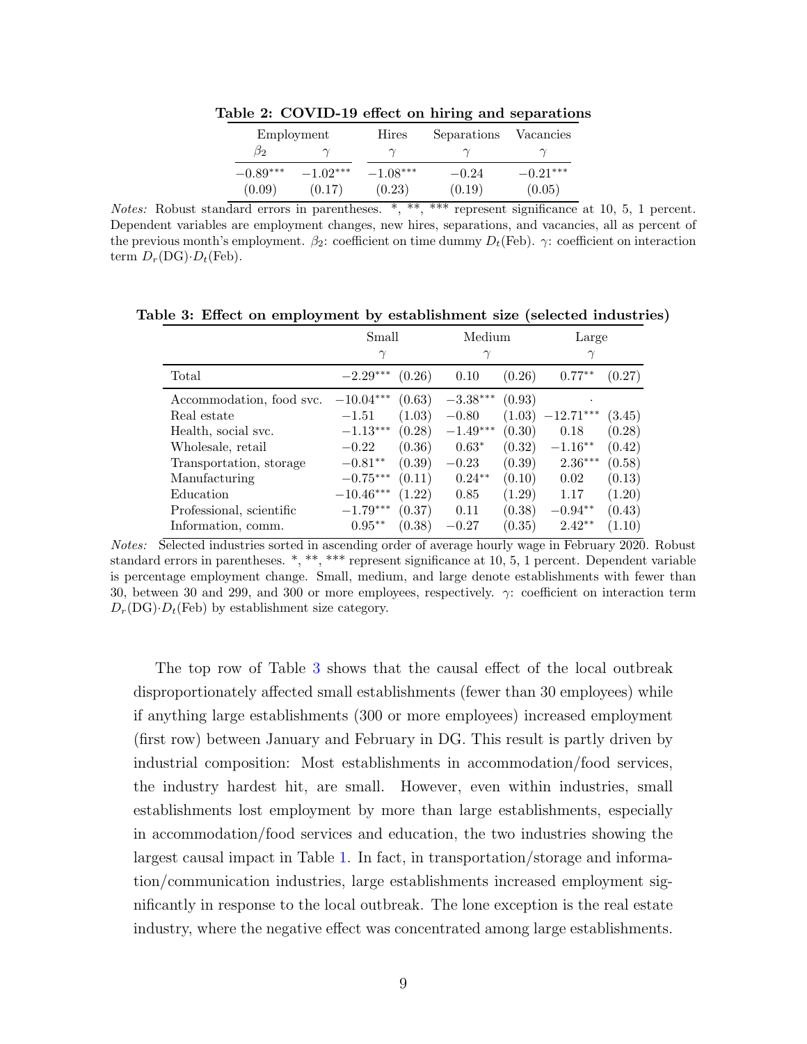**Table 2: COVID-19 effect on hiring and separations**

| Employment | | Hires | Separations | Vacancies |
|---|---|---|---|---|
| $\beta_2$ | $\gamma$ | $\gamma$ | $\gamma$ | $\gamma$ |
| $-0.89^{***}$ | $-1.02^{***}$ | $-1.08^{***}$ | $-0.24$ | $-0.21^{***}$ |
| (0.09) | (0.17) | (0.23) | (0.19) | (0.05) |

*Notes:* Robust standard errors in parentheses. *, **, *** represent significance at 10, 5, 1 percent. Dependent variables are employment changes, new hires, separations, and vacancies, all as percent of the previous month's employment. $\beta_2$: coefficient on time dummy $D_t$(Feb). $\gamma$: coefficient on interaction term $D_r(\text{DG})\cdot D_t(\text{Feb})$.

**Table 3: Effect on employment by establishment size (selected industries)**

| | Small | | Medium | | Large | |
|---|---|---|---|---|---|---|
| | $\gamma$ | | $\gamma$ | | $\gamma$ | |
| Total | $-2.29^{***}$ | (0.26) | 0.10 | (0.26) | $0.77^{**}$ | (0.27) |
| Accommodation, food svc. | $-10.04^{***}$ | (0.63) | $-3.38^{***}$ | (0.93) | · | |
| Real estate | $-1.51$ | (1.03) | $-0.80$ | (1.03) | $-12.71^{***}$ | (3.45) |
| Health, social svc. | $-1.13^{***}$ | (0.28) | $-1.49^{***}$ | (0.30) | 0.18 | (0.28) |
| Wholesale, retail | $-0.22$ | (0.36) | $0.63^{*}$ | (0.32) | $-1.16^{**}$ | (0.42) |
| Transportation, storage | $-0.81^{**}$ | (0.39) | $-0.23$ | (0.39) | $2.36^{***}$ | (0.58) |
| Manufacturing | $-0.75^{***}$ | (0.11) | $0.24^{**}$ | (0.10) | 0.02 | (0.13) |
| Education | $-10.46^{***}$ | (1.22) | 0.85 | (1.29) | 1.17 | (1.20) |
| Professional, scientific | $-1.79^{***}$ | (0.37) | 0.11 | (0.38) | $-0.94^{**}$ | (0.43) |
| Information, comm. | $0.95^{**}$ | (0.38) | $-0.27$ | (0.35) | $2.42^{**}$ | (1.10) |

*Notes:* Selected industries sorted in ascending order of average hourly wage in February 2020. Robust standard errors in parentheses. *, **, *** represent significance at 10, 5, 1 percent. Dependent variable is percentage employment change. Small, medium, and large denote establishments with fewer than 30, between 30 and 299, and 300 or more employees, respectively. $\gamma$: coefficient on interaction term $D_r(\text{DG})\cdot D_t(\text{Feb})$ by establishment size category.

The top row of Table 3 shows that the causal effect of the local outbreak disproportionately affected small establishments (fewer than 30 employees) while if anything large establishments (300 or more employees) increased employment (first row) between January and February in DG. This result is partly driven by industrial composition: Most establishments in accommodation/food services, the industry hardest hit, are small. However, even within industries, small establishments lost employment by more than large establishments, especially in accommodation/food services and education, the two industries showing the largest causal impact in Table 1. In fact, in transportation/storage and information/communication industries, large establishments increased employment significantly in response to the local outbreak. The lone exception is the real estate industry, where the negative effect was concentrated among large establishments.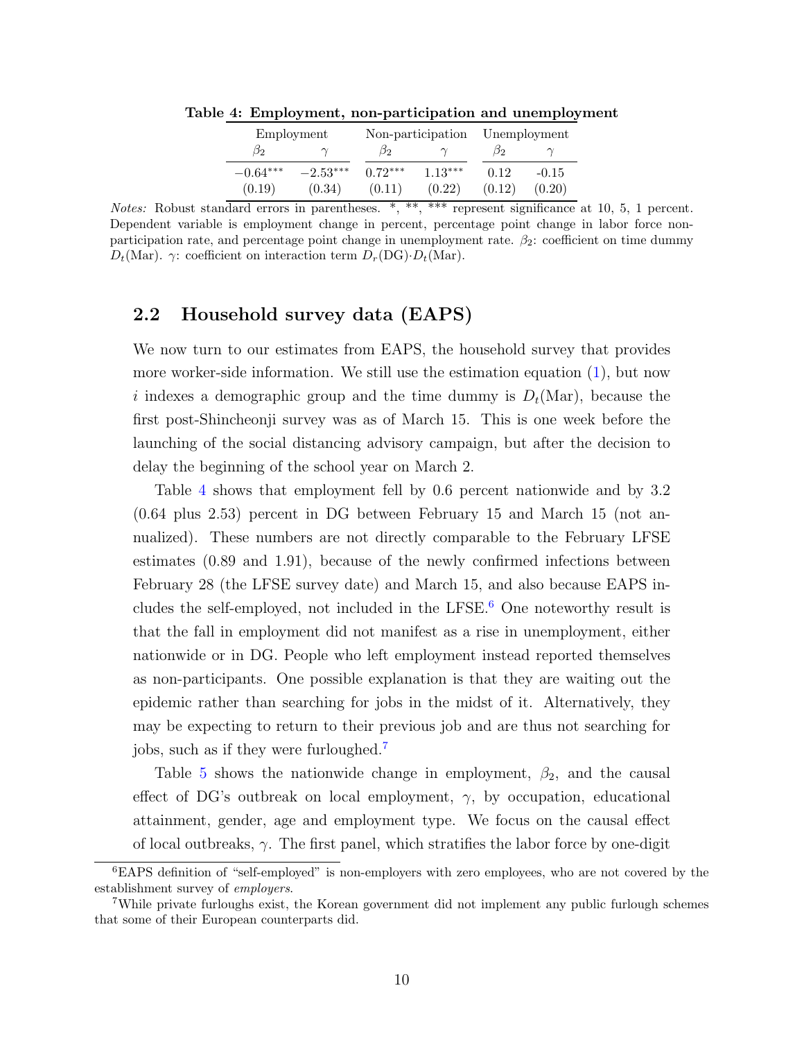**Table 4: Employment, non-participation and unemployment**

| Employment | | Non-participation | | Unemployment | |
|---|---|---|---|---|---|
| $\beta_2$ | $\gamma$ | $\beta_2$ | $\gamma$ | $\beta_2$ | $\gamma$ |
| $-0.64^{***}$ | $-2.53^{***}$ | $0.72^{***}$ | $1.13^{***}$ | 0.12 | -0.15 |
| (0.19) | (0.34) | (0.11) | (0.22) | (0.12) | (0.20) |

*Notes:* Robust standard errors in parentheses. *, **, *** represent significance at 10, 5, 1 percent. Dependent variable is employment change in percent, percentage point change in labor force non-participation rate, and percentage point change in unemployment rate. $\beta_2$: coefficient on time dummy $D_t(\text{Mar})$. $\gamma$: coefficient on interaction term $D_r(\text{DG})\cdot D_t(\text{Mar})$.

## 2.2 Household survey data (EAPS)

We now turn to our estimates from EAPS, the household survey that provides more worker-side information. We still use the estimation equation (1), but now $i$ indexes a demographic group and the time dummy is $D_t(\text{Mar})$, because the first post-Shincheonji survey was as of March 15. This is one week before the launching of the social distancing advisory campaign, but after the decision to delay the beginning of the school year on March 2.

Table 4 shows that employment fell by 0.6 percent nationwide and by 3.2 (0.64 plus 2.53) percent in DG between February 15 and March 15 (not annualized). These numbers are not directly comparable to the February LFSE estimates (0.89 and 1.91), because of the newly confirmed infections between February 28 (the LFSE survey date) and March 15, and also because EAPS includes the self-employed, not included in the LFSE.[6] One noteworthy result is that the fall in employment did not manifest as a rise in unemployment, either nationwide or in DG. People who left employment instead reported themselves as non-participants. One possible explanation is that they are waiting out the epidemic rather than searching for jobs in the midst of it. Alternatively, they may be expecting to return to their previous job and are thus not searching for jobs, such as if they were furloughed.[7]

Table 5 shows the nationwide change in employment, $\beta_2$, and the causal effect of DG's outbreak on local employment, $\gamma$, by occupation, educational attainment, gender, age and employment type. We focus on the causal effect of local outbreaks, $\gamma$. The first panel, which stratifies the labor force by one-digit

---

[6] EAPS definition of "self-employed" is non-employers with zero employees, who are not covered by the establishment survey of *employers*.

[7] While private furloughs exist, the Korean government did not implement any public furlough schemes that some of their European counterparts did.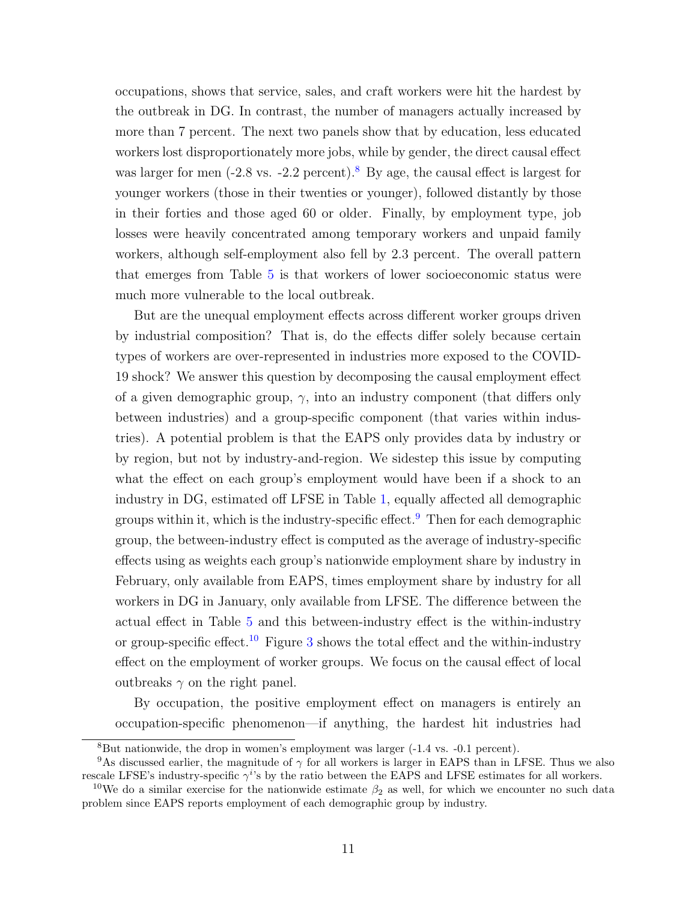occupations, shows that service, sales, and craft workers were hit the hardest by the outbreak in DG. In contrast, the number of managers actually increased by more than 7 percent. The next two panels show that by education, less educated workers lost disproportionately more jobs, while by gender, the direct causal effect was larger for men (-2.8 vs. -2.2 percent).[8] By age, the causal effect is largest for younger workers (those in their twenties or younger), followed distantly by those in their forties and those aged 60 or older. Finally, by employment type, job losses were heavily concentrated among temporary workers and unpaid family workers, although self-employment also fell by 2.3 percent. The overall pattern that emerges from Table 5 is that workers of lower socioeconomic status were much more vulnerable to the local outbreak.

But are the unequal employment effects across different worker groups driven by industrial composition? That is, do the effects differ solely because certain types of workers are over-represented in industries more exposed to the COVID-19 shock? We answer this question by decomposing the causal employment effect of a given demographic group, $\gamma$, into an industry component (that differs only between industries) and a group-specific component (that varies within industries). A potential problem is that the EAPS only provides data by industry or by region, but not by industry-and-region. We sidestep this issue by computing what the effect on each group's employment would have been if a shock to an industry in DG, estimated off LFSE in Table 1, equally affected all demographic groups within it, which is the industry-specific effect.[9] Then for each demographic group, the between-industry effect is computed as the average of industry-specific effects using as weights each group's nationwide employment share by industry in February, only available from EAPS, times employment share by industry for all workers in DG in January, only available from LFSE. The difference between the actual effect in Table 5 and this between-industry effect is the within-industry or group-specific effect.[10] Figure 3 shows the total effect and the within-industry effect on the employment of worker groups. We focus on the causal effect of local outbreaks $\gamma$ on the right panel.

By occupation, the positive employment effect on managers is entirely an occupation-specific phenomenon—if anything, the hardest hit industries had

[8] But nationwide, the drop in women's employment was larger (-1.4 vs. -0.1 percent).

[9] As discussed earlier, the magnitude of $\gamma$ for all workers is larger in EAPS than in LFSE. Thus we also rescale LFSE's industry-specific $\gamma^i$'s by the ratio between the EAPS and LFSE estimates for all workers.

[10] We do a similar exercise for the nationwide estimate $\beta_2$ as well, for which we encounter no such data problem since EAPS reports employment of each demographic group by industry.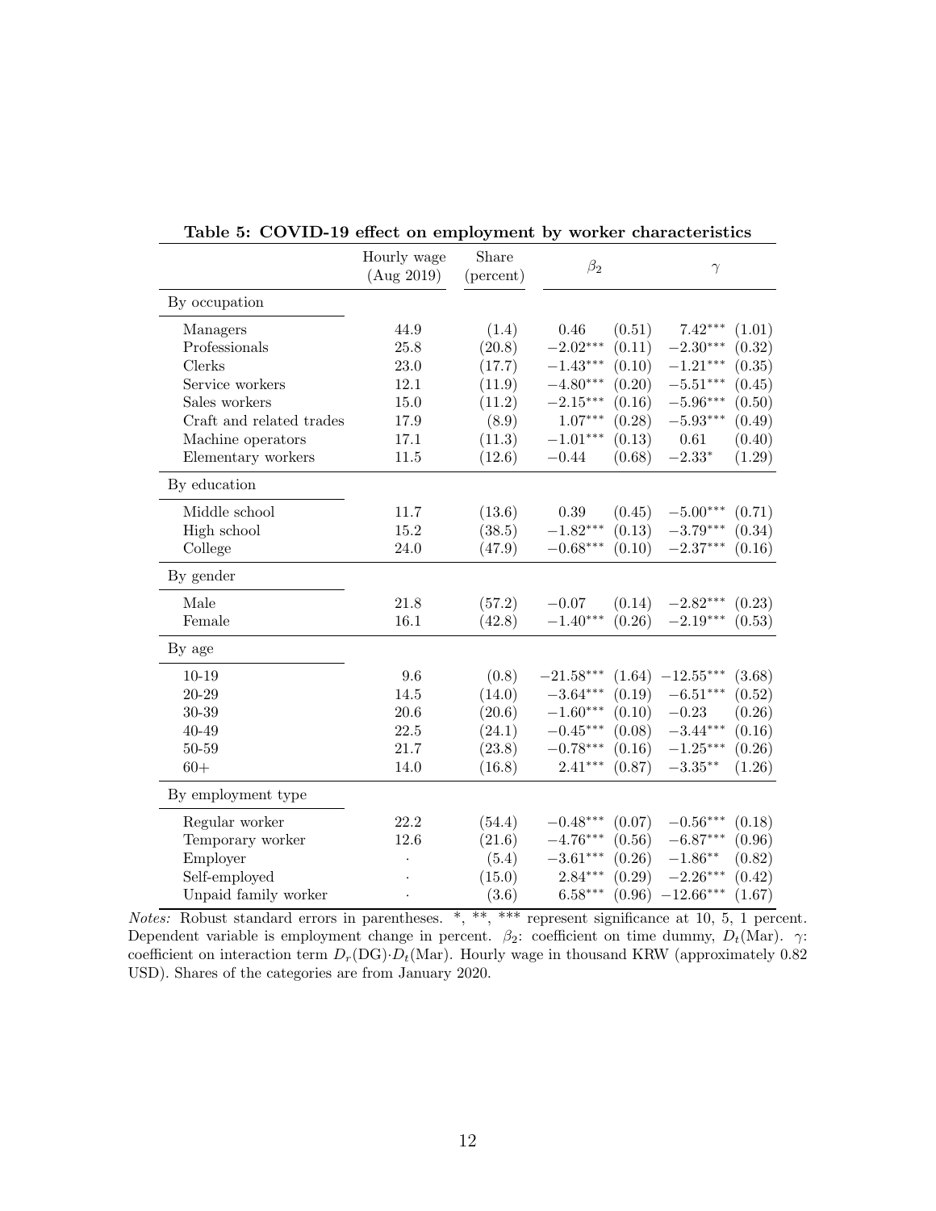**Table 5: COVID-19 effect on employment by worker characteristics**

| | Hourly wage (Aug 2019) | Share (percent) | $\beta_2$ | | $\gamma$ | |
|---|---|---|---|---|---|---|
| By occupation | | | | | | |
| Managers | 44.9 | (1.4) | 0.46 | (0.51) | 7.42*** | (1.01) |
| Professionals | 25.8 | (20.8) | −2.02*** | (0.11) | −2.30*** | (0.32) |
| Clerks | 23.0 | (17.7) | −1.43*** | (0.10) | −1.21*** | (0.35) |
| Service workers | 12.1 | (11.9) | −4.80*** | (0.20) | −5.51*** | (0.45) |
| Sales workers | 15.0 | (11.2) | −2.15*** | (0.16) | −5.96*** | (0.50) |
| Craft and related trades | 17.9 | (8.9) | 1.07*** | (0.28) | −5.93*** | (0.49) |
| Machine operators | 17.1 | (11.3) | −1.01*** | (0.13) | 0.61 | (0.40) |
| Elementary workers | 11.5 | (12.6) | −0.44 | (0.68) | −2.33* | (1.29) |
| By education | | | | | | |
| Middle school | 11.7 | (13.6) | 0.39 | (0.45) | −5.00*** | (0.71) |
| High school | 15.2 | (38.5) | −1.82*** | (0.13) | −3.79*** | (0.34) |
| College | 24.0 | (47.9) | −0.68*** | (0.10) | −2.37*** | (0.16) |
| By gender | | | | | | |
| Male | 21.8 | (57.2) | −0.07 | (0.14) | −2.82*** | (0.23) |
| Female | 16.1 | (42.8) | −1.40*** | (0.26) | −2.19*** | (0.53) |
| By age | | | | | | |
| 10-19 | 9.6 | (0.8) | −21.58*** | (1.64) | −12.55*** | (3.68) |
| 20-29 | 14.5 | (14.0) | −3.64*** | (0.19) | −6.51*** | (0.52) |
| 30-39 | 20.6 | (20.6) | −1.60*** | (0.10) | −0.23 | (0.26) |
| 40-49 | 22.5 | (24.1) | −0.45*** | (0.08) | −3.44*** | (0.16) |
| 50-59 | 21.7 | (23.8) | −0.78*** | (0.16) | −1.25*** | (0.26) |
| 60+ | 14.0 | (16.8) | 2.41*** | (0.87) | −3.35** | (1.26) |
| By employment type | | | | | | |
| Regular worker | 22.2 | (54.4) | −0.48*** | (0.07) | −0.56*** | (0.18) |
| Temporary worker | 12.6 | (21.6) | −4.76*** | (0.56) | −6.87*** | (0.96) |
| Employer | · | (5.4) | −3.61*** | (0.26) | −1.86** | (0.82) |
| Self-employed | · | (15.0) | 2.84*** | (0.29) | −2.26*** | (0.42) |
| Unpaid family worker | · | (3.6) | 6.58*** | (0.96) | −12.66*** | (1.67) |

*Notes:* Robust standard errors in parentheses. *, **, *** represent significance at 10, 5, 1 percent. Dependent variable is employment change in percent. $\beta_2$: coefficient on time dummy, $D_t(\text{Mar})$. $\gamma$: coefficient on interaction term $D_r(\text{DG})\cdot D_t(\text{Mar})$. Hourly wage in thousand KRW (approximately 0.82 USD). Shares of the categories are from January 2020.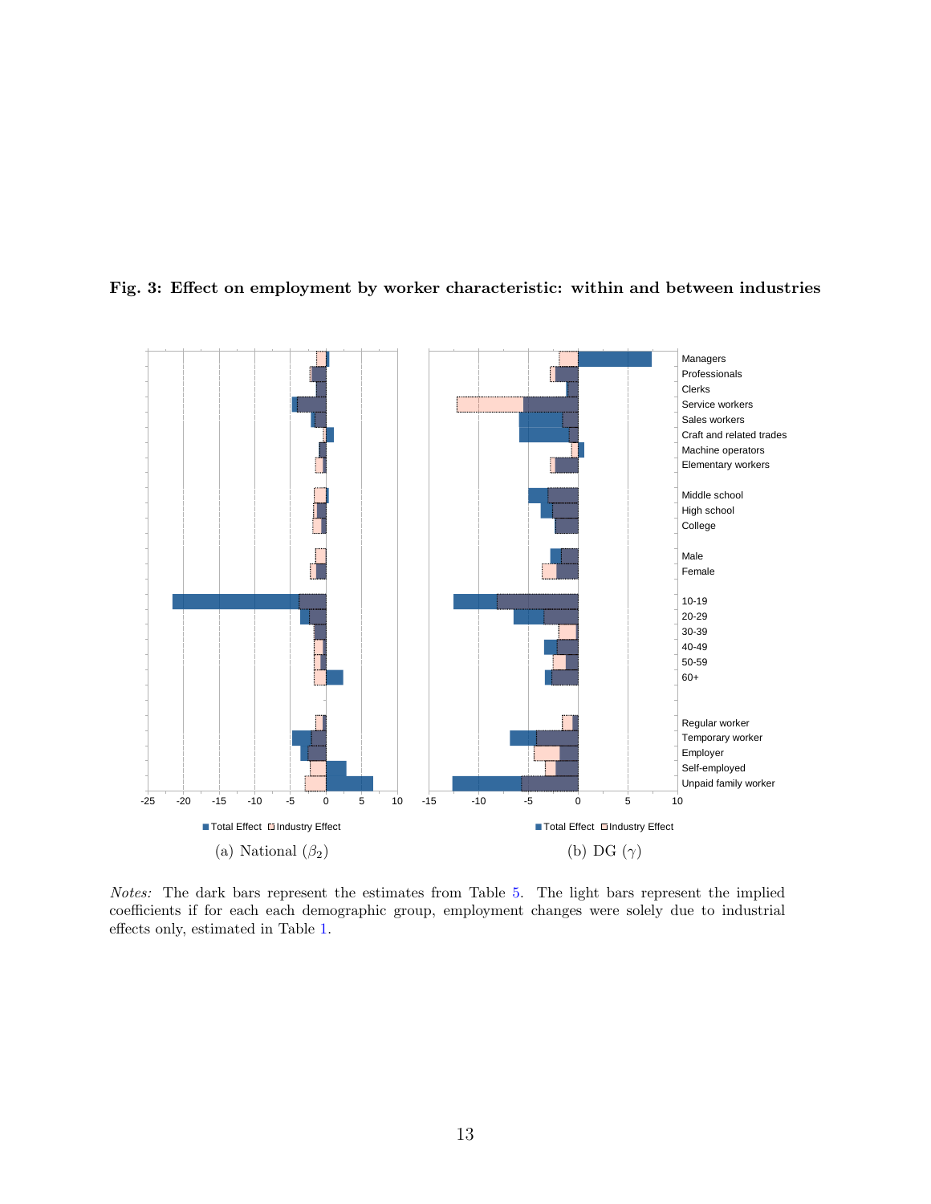**Fig. 3: Effect on employment by worker characteristic: within and between industries**

(a) National ($\beta_2$)

(b) DG ($\gamma$)

*Notes:* The dark bars represent the estimates from Table 5. The light bars represent the implied coefficients if for each each demographic group, employment changes were solely due to industrial effects only, estimated in Table 1.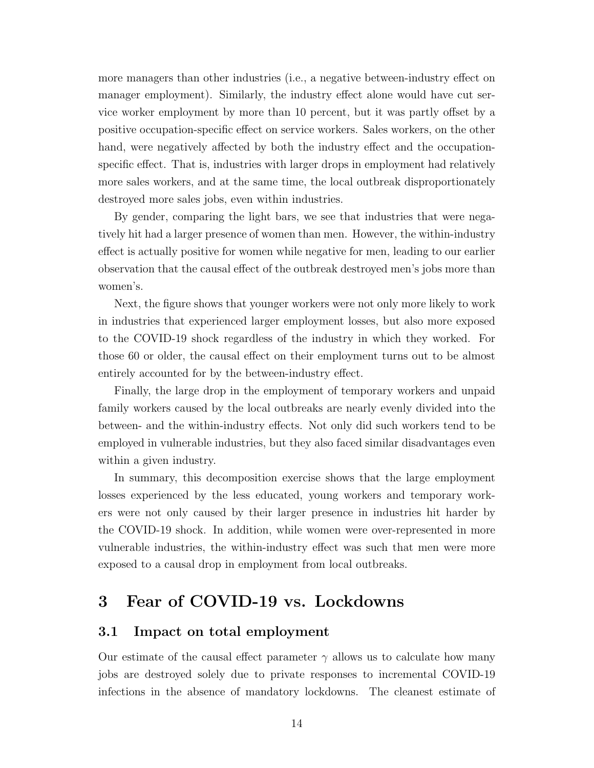more managers than other industries (i.e., a negative between-industry effect on manager employment). Similarly, the industry effect alone would have cut service worker employment by more than 10 percent, but it was partly offset by a positive occupation-specific effect on service workers. Sales workers, on the other hand, were negatively affected by both the industry effect and the occupation-specific effect. That is, industries with larger drops in employment had relatively more sales workers, and at the same time, the local outbreak disproportionately destroyed more sales jobs, even within industries.

By gender, comparing the light bars, we see that industries that were negatively hit had a larger presence of women than men. However, the within-industry effect is actually positive for women while negative for men, leading to our earlier observation that the causal effect of the outbreak destroyed men's jobs more than women's.

Next, the figure shows that younger workers were not only more likely to work in industries that experienced larger employment losses, but also more exposed to the COVID-19 shock regardless of the industry in which they worked. For those 60 or older, the causal effect on their employment turns out to be almost entirely accounted for by the between-industry effect.

Finally, the large drop in the employment of temporary workers and unpaid family workers caused by the local outbreaks are nearly evenly divided into the between- and the within-industry effects. Not only did such workers tend to be employed in vulnerable industries, but they also faced similar disadvantages even within a given industry.

In summary, this decomposition exercise shows that the large employment losses experienced by the less educated, young workers and temporary workers were not only caused by their larger presence in industries hit harder by the COVID-19 shock. In addition, while women were over-represented in more vulnerable industries, the within-industry effect was such that men were more exposed to a causal drop in employment from local outbreaks.

# 3 Fear of COVID-19 vs. Lockdowns

## 3.1 Impact on total employment

Our estimate of the causal effect parameter $\gamma$ allows us to calculate how many jobs are destroyed solely due to private responses to incremental COVID-19 infections in the absence of mandatory lockdowns. The cleanest estimate of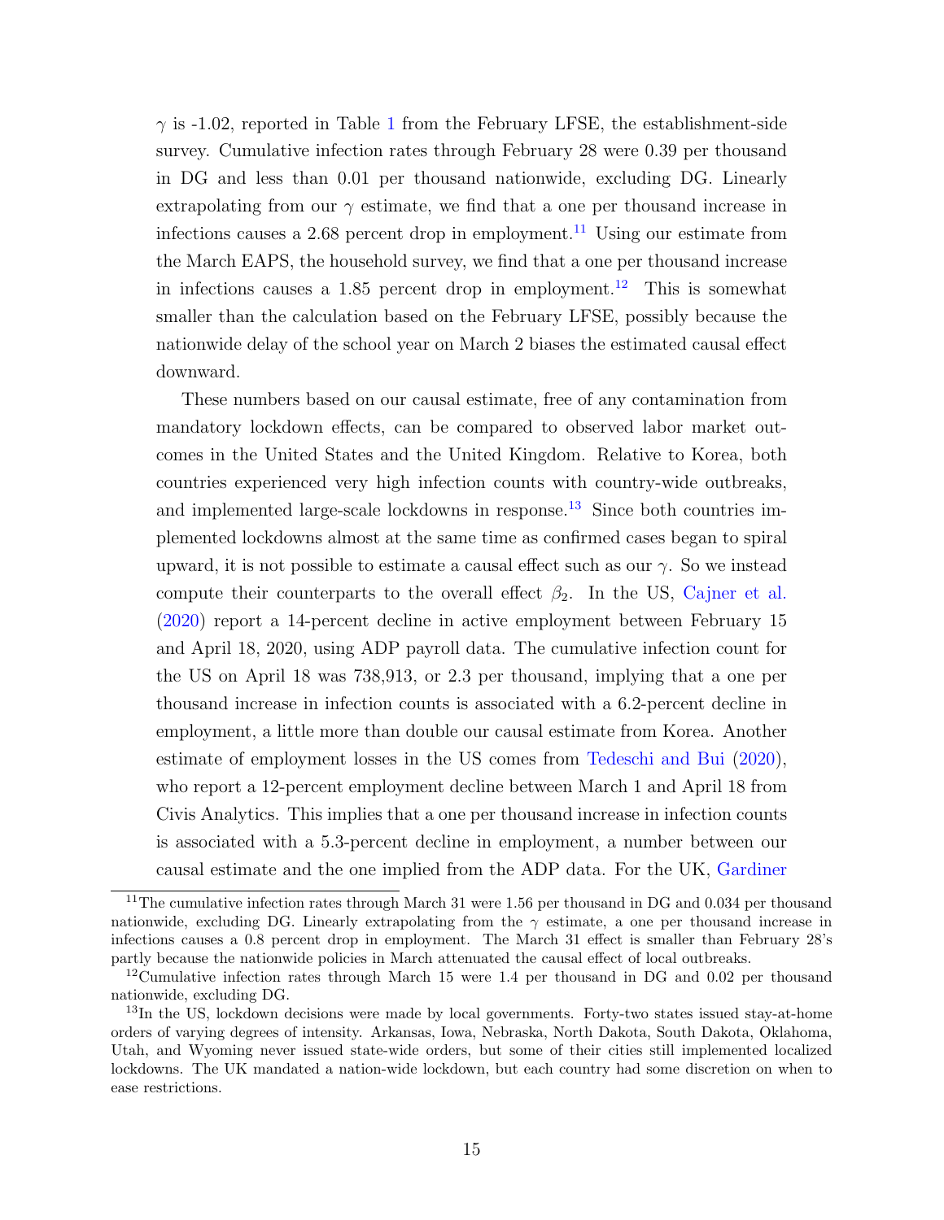$\gamma$ is -1.02, reported in Table 1 from the February LFSE, the establishment-side survey. Cumulative infection rates through February 28 were 0.39 per thousand in DG and less than 0.01 per thousand nationwide, excluding DG. Linearly extrapolating from our $\gamma$ estimate, we find that a one per thousand increase in infections causes a 2.68 percent drop in employment.[11] Using our estimate from the March EAPS, the household survey, we find that a one per thousand increase in infections causes a 1.85 percent drop in employment.[12] This is somewhat smaller than the calculation based on the February LFSE, possibly because the nationwide delay of the school year on March 2 biases the estimated causal effect downward.

These numbers based on our causal estimate, free of any contamination from mandatory lockdown effects, can be compared to observed labor market outcomes in the United States and the United Kingdom. Relative to Korea, both countries experienced very high infection counts with country-wide outbreaks, and implemented large-scale lockdowns in response.[13] Since both countries implemented lockdowns almost at the same time as confirmed cases began to spiral upward, it is not possible to estimate a causal effect such as our $\gamma$. So we instead compute their counterparts to the overall effect $\beta_2$. In the US, Cajner et al. (2020) report a 14-percent decline in active employment between February 15 and April 18, 2020, using ADP payroll data. The cumulative infection count for the US on April 18 was 738,913, or 2.3 per thousand, implying that a one per thousand increase in infection counts is associated with a 6.2-percent decline in employment, a little more than double our causal estimate from Korea. Another estimate of employment losses in the US comes from Tedeschi and Bui (2020), who report a 12-percent employment decline between March 1 and April 18 from Civis Analytics. This implies that a one per thousand increase in infection counts is associated with a 5.3-percent decline in employment, a number between our causal estimate and the one implied from the ADP data. For the UK, Gardiner

[11] The cumulative infection rates through March 31 were 1.56 per thousand in DG and 0.034 per thousand nationwide, excluding DG. Linearly extrapolating from the $\gamma$ estimate, a one per thousand increase in infections causes a 0.8 percent drop in employment. The March 31 effect is smaller than February 28's partly because the nationwide policies in March attenuated the causal effect of local outbreaks.

[12] Cumulative infection rates through March 15 were 1.4 per thousand in DG and 0.02 per thousand nationwide, excluding DG.

[13] In the US, lockdown decisions were made by local governments. Forty-two states issued stay-at-home orders of varying degrees of intensity. Arkansas, Iowa, Nebraska, North Dakota, South Dakota, Oklahoma, Utah, and Wyoming never issued state-wide orders, but some of their cities still implemented localized lockdowns. The UK mandated a nation-wide lockdown, but each country had some discretion on when to ease restrictions.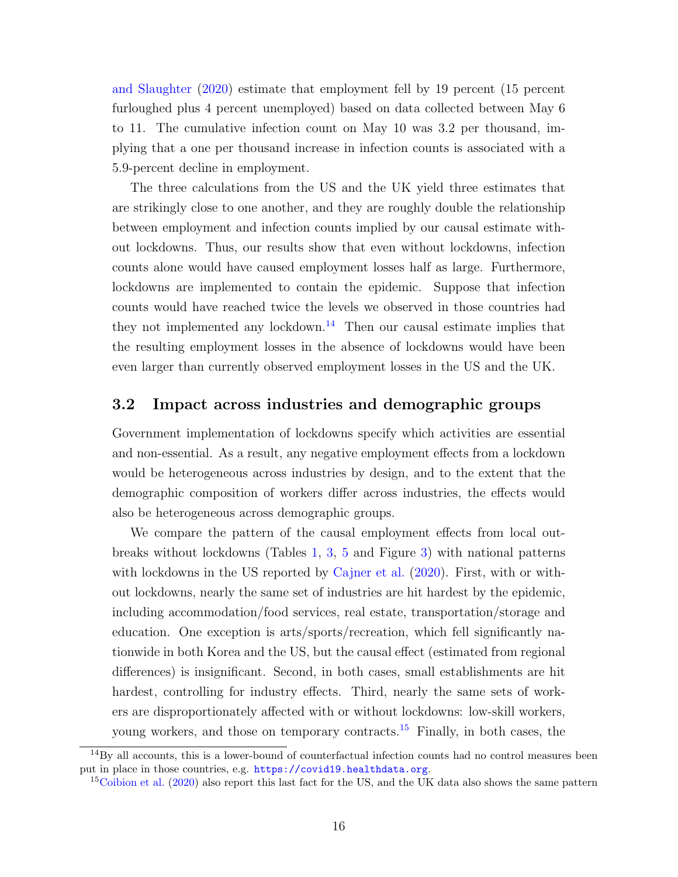and Slaughter (2020) estimate that employment fell by 19 percent (15 percent furloughed plus 4 percent unemployed) based on data collected between May 6 to 11. The cumulative infection count on May 10 was 3.2 per thousand, implying that a one per thousand increase in infection counts is associated with a 5.9-percent decline in employment.

The three calculations from the US and the UK yield three estimates that are strikingly close to one another, and they are roughly double the relationship between employment and infection counts implied by our causal estimate without lockdowns. Thus, our results show that even without lockdowns, infection counts alone would have caused employment losses half as large. Furthermore, lockdowns are implemented to contain the epidemic. Suppose that infection counts would have reached twice the levels we observed in those countries had they not implemented any lockdown.[14] Then our causal estimate implies that the resulting employment losses in the absence of lockdowns would have been even larger than currently observed employment losses in the US and the UK.

## 3.2 Impact across industries and demographic groups

Government implementation of lockdowns specify which activities are essential and non-essential. As a result, any negative employment effects from a lockdown would be heterogeneous across industries by design, and to the extent that the demographic composition of workers differ across industries, the effects would also be heterogeneous across demographic groups.

We compare the pattern of the causal employment effects from local outbreaks without lockdowns (Tables 1, 3, 5 and Figure 3) with national patterns with lockdowns in the US reported by Cajner et al. (2020). First, with or without lockdowns, nearly the same set of industries are hit hardest by the epidemic, including accommodation/food services, real estate, transportation/storage and education. One exception is arts/sports/recreation, which fell significantly nationwide in both Korea and the US, but the causal effect (estimated from regional differences) is insignificant. Second, in both cases, small establishments are hit hardest, controlling for industry effects. Third, nearly the same sets of workers are disproportionately affected with or without lockdowns: low-skill workers, young workers, and those on temporary contracts.[15] Finally, in both cases, the

[14] By all accounts, this is a lower-bound of counterfactual infection counts had no control measures been put in place in those countries, e.g. https://covid19.healthdata.org.

[15] Coibion et al. (2020) also report this last fact for the US, and the UK data also shows the same pattern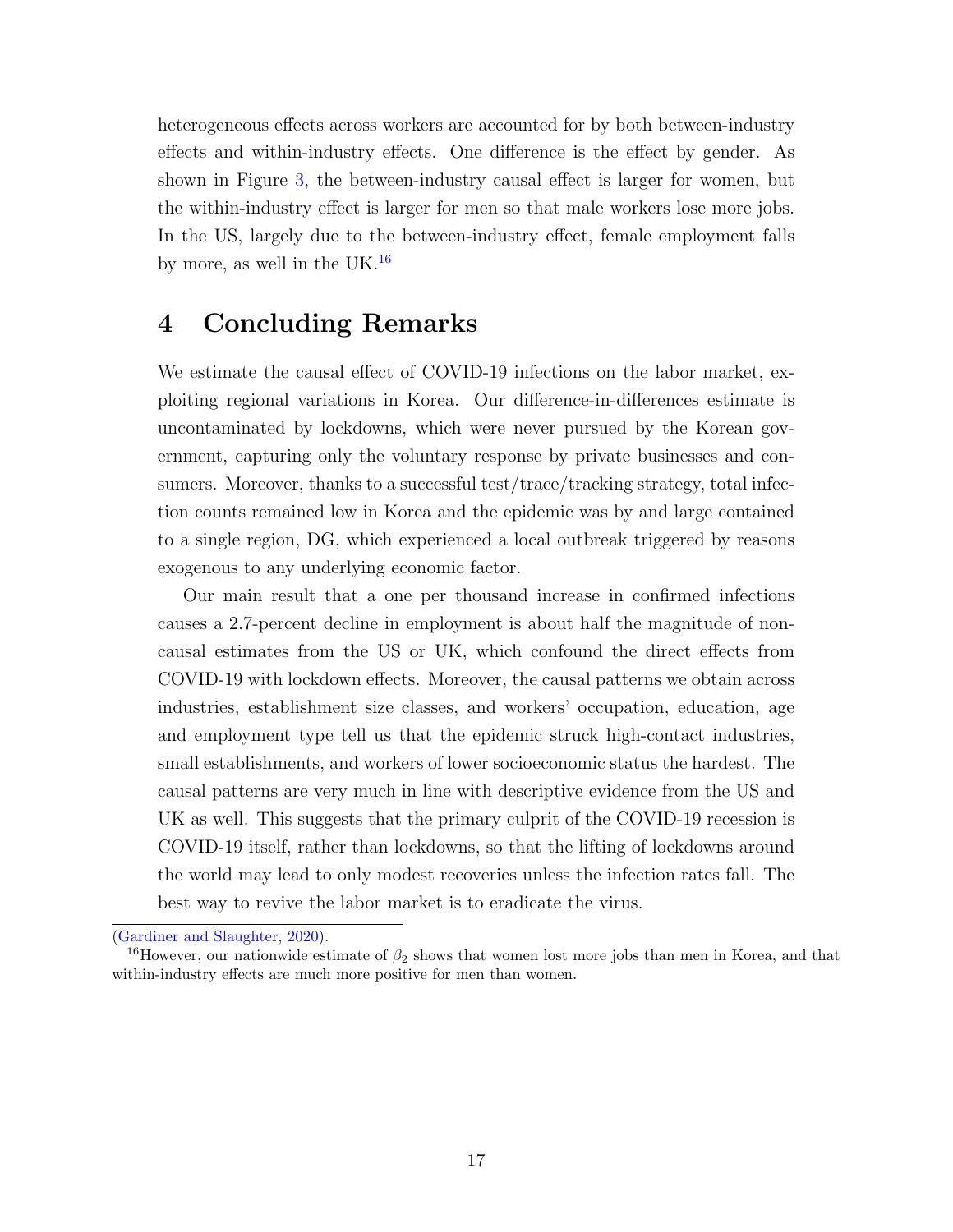heterogeneous effects across workers are accounted for by both between-industry effects and within-industry effects. One difference is the effect by gender. As shown in Figure 3, the between-industry causal effect is larger for women, but the within-industry effect is larger for men so that male workers lose more jobs. In the US, largely due to the between-industry effect, female employment falls by more, as well in the UK.[16]

# 4 Concluding Remarks

We estimate the causal effect of COVID-19 infections on the labor market, exploiting regional variations in Korea. Our difference-in-differences estimate is uncontaminated by lockdowns, which were never pursued by the Korean government, capturing only the voluntary response by private businesses and consumers. Moreover, thanks to a successful test/trace/tracking strategy, total infection counts remained low in Korea and the epidemic was by and large contained to a single region, DG, which experienced a local outbreak triggered by reasons exogenous to any underlying economic factor.

Our main result that a one per thousand increase in confirmed infections causes a 2.7-percent decline in employment is about half the magnitude of non-causal estimates from the US or UK, which confound the direct effects from COVID-19 with lockdown effects. Moreover, the causal patterns we obtain across industries, establishment size classes, and workers' occupation, education, age and employment type tell us that the epidemic struck high-contact industries, small establishments, and workers of lower socioeconomic status the hardest. The causal patterns are very much in line with descriptive evidence from the US and UK as well. This suggests that the primary culprit of the COVID-19 recession is COVID-19 itself, rather than lockdowns, so that the lifting of lockdowns around the world may lead to only modest recoveries unless the infection rates fall. The best way to revive the labor market is to eradicate the virus.

---

(Gardiner and Slaughter, 2020).

[16] However, our nationwide estimate of $\beta_2$ shows that women lost more jobs than men in Korea, and that within-industry effects are much more positive for men than women.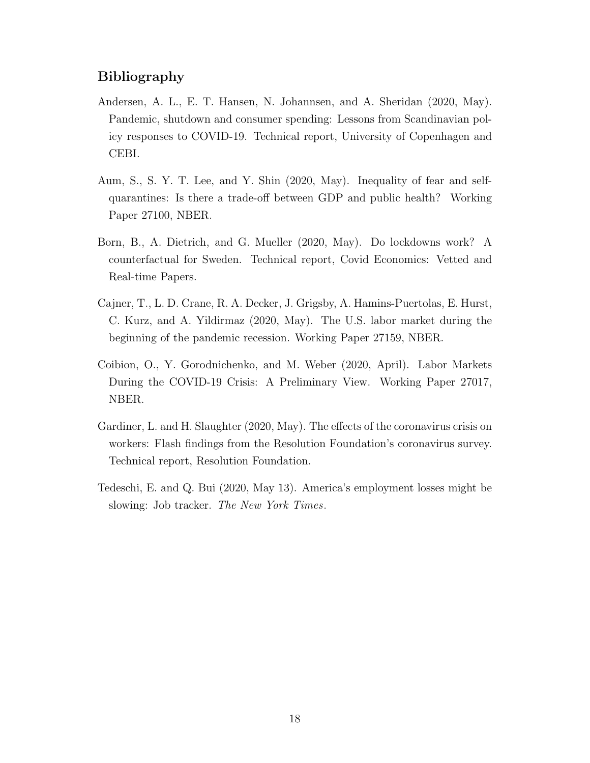## Bibliography

Andersen, A. L., E. T. Hansen, N. Johannsen, and A. Sheridan (2020, May). Pandemic, shutdown and consumer spending: Lessons from Scandinavian policy responses to COVID-19. Technical report, University of Copenhagen and CEBI.

Aum, S., S. Y. T. Lee, and Y. Shin (2020, May). Inequality of fear and self-quarantines: Is there a trade-off between GDP and public health? Working Paper 27100, NBER.

Born, B., A. Dietrich, and G. Mueller (2020, May). Do lockdowns work? A counterfactual for Sweden. Technical report, Covid Economics: Vetted and Real-time Papers.

Cajner, T., L. D. Crane, R. A. Decker, J. Grigsby, A. Hamins-Puertolas, E. Hurst, C. Kurz, and A. Yildirmaz (2020, May). The U.S. labor market during the beginning of the pandemic recession. Working Paper 27159, NBER.

Coibion, O., Y. Gorodnichenko, and M. Weber (2020, April). Labor Markets During the COVID-19 Crisis: A Preliminary View. Working Paper 27017, NBER.

Gardiner, L. and H. Slaughter (2020, May). The effects of the coronavirus crisis on workers: Flash findings from the Resolution Foundation's coronavirus survey. Technical report, Resolution Foundation.

Tedeschi, E. and Q. Bui (2020, May 13). America's employment losses might be slowing: Job tracker. *The New York Times*.